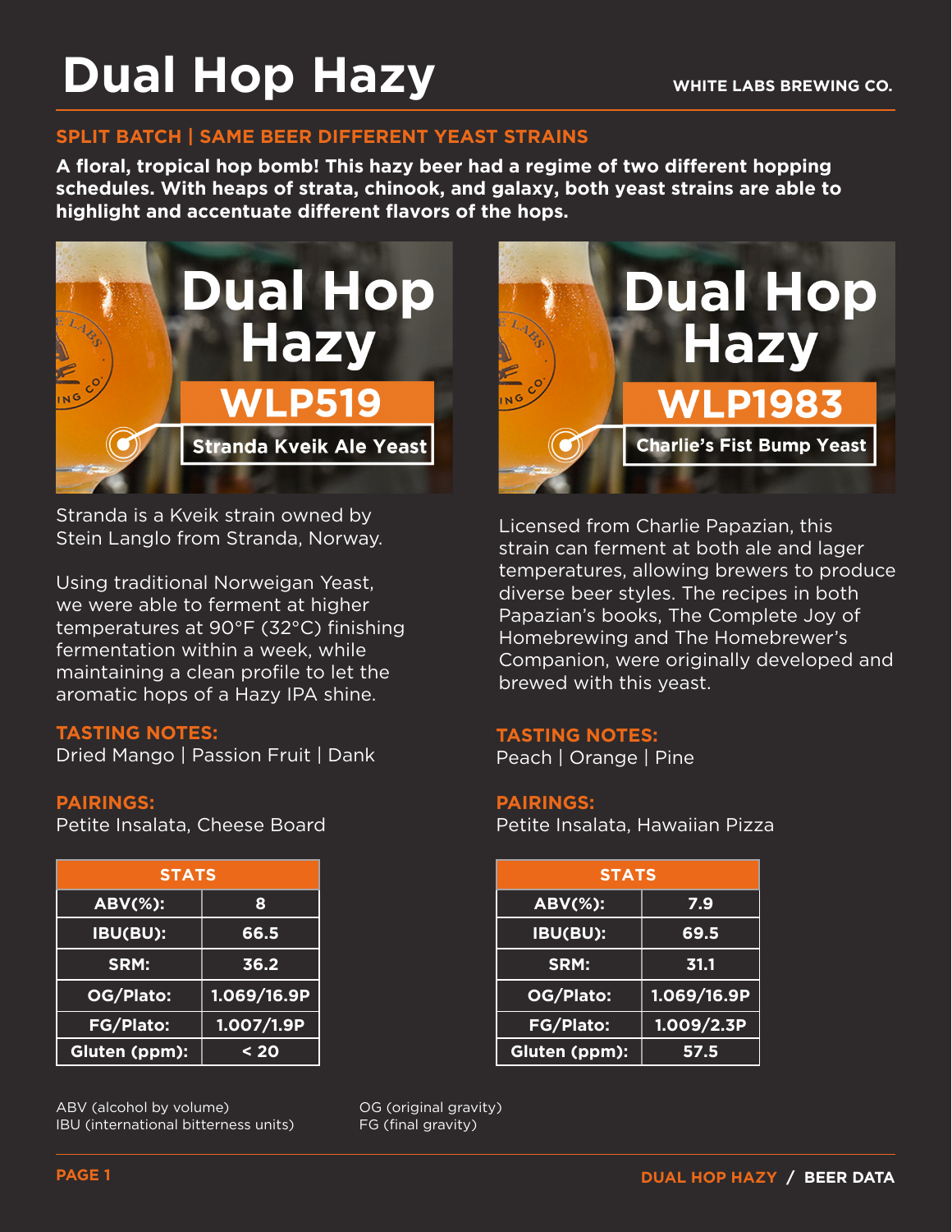# Dual Hop Hazy

WHITE LABS BREWING CO.

## SPLIT BATCH | SAME BEER DIFFERENT YEAST STRAINS

**A floral, tropical hop bomb! This hazy beer had a regime of two different hopping schedules. With heaps of strata, chinook, and galaxy, both yeast strains are able to highlight and accentuate different flavors of the hops.**

## Dual Hop Hazy – WLP519 Stranda Kveik Ale Yeast

Stranda is a Kveik strain owned by Stein Langlo from Stranda, Norway.

Using traditional Norweigan Yeast, we were able to ferment at higher temperatures at 90°F (32°C) finishing fermentation within a week, while maintaining a clean profile to let the aromatic hops of a Hazy IPA shine.

### TASTING NOTES:

Dried Mango | Passion Fruit | Dank

### PAIRINGS:

Petite Insalata, Cheese Board

| STATS | |
|---|---|
| ABV(%): | 8 |
| IBU(BU): | 66.5 |
| SRM: | 36.2 |
| OG/Plato: | 1.069/16.9P |
| FG/Plato: | 1.007/1.9P |
| Gluten (ppm): | < 20 |

## Dual Hop Hazy – WLP1983 Charlie's Fist Bump Yeast

Licensed from Charlie Papazian, this strain can ferment at both ale and lager temperatures, allowing brewers to produce diverse beer styles. The recipes in both Papazian's books, The Complete Joy of Homebrewing and The Homebrewer's Companion, were originally developed and brewed with this yeast.

### TASTING NOTES:

Peach | Orange | Pine

### PAIRINGS:

Petite Insalata, Hawaiian Pizza

| STATS | |
|---|---|
| ABV(%): | 7.9 |
| IBU(BU): | 69.5 |
| SRM: | 31.1 |
| OG/Plato: | 1.069/16.9P |
| FG/Plato: | 1.009/2.3P |
| Gluten (ppm): | 57.5 |

ABV (alcohol by volume)
IBU (international bitterness units)
OG (original gravity)
FG (final gravity)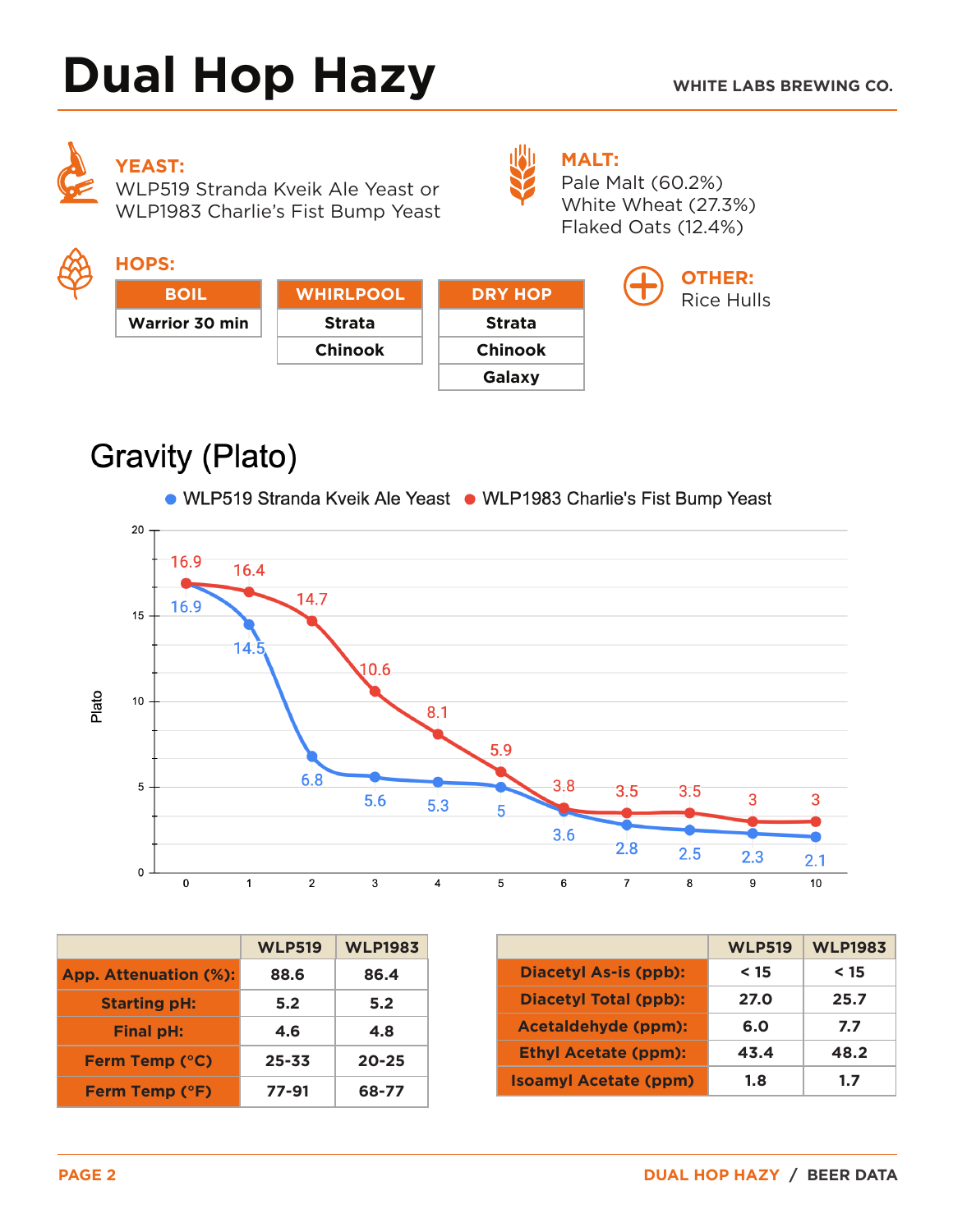# Dual Hop Hazy

WHITE LABS BREWING CO.

**YEAST:**
WLP519 Stranda Kveik Ale Yeast or
WLP1983 Charlie's Fist Bump Yeast

**MALT:**
Pale Malt (60.2%)
White Wheat (27.3%)
Flaked Oats (12.4%)

**HOPS:**

| BOIL | WHIRLPOOL | DRY HOP |
|---|---|---|
| Warrior 30 min | Strata | Strata |
| | Chinook | Chinook |
| | | Galaxy |

**OTHER:**
Rice Hulls

## Gravity (Plato)

WLP519 Stranda Kveik Ale Yeast
WLP1983 Charlie's Fist Bump Yeast

Plato

20
15
10
5
0

0 1 2 3 4 5 6 7 8 9 10

WLP1983: 16.9, 16.4, 14.7, 10.6, 8.1, 5.9, 3.8, 3.5, 3.5, 3, 3

WLP519: 16.9, 14.5, 6.8, 5.6, 5.3, 5, 3.6, 2.8, 2.5, 2.3, 2.1

| | WLP519 | WLP1983 |
|---|---|---|
| **App. Attenuation (%):** | 88.6 | 86.4 |
| **Starting pH:** | 5.2 | 5.2 |
| **Final pH:** | 4.6 | 4.8 |
| **Ferm Temp (°C)** | 25-33 | 20-25 |
| **Ferm Temp (°F)** | 77-91 | 68-77 |

| | WLP519 | WLP1983 |
|---|---|---|
| **Diacetyl As-is (ppb):** | < 15 | < 15 |
| **Diacetyl Total (ppb):** | 27.0 | 25.7 |
| **Acetaldehyde (ppm):** | 6.0 | 7.7 |
| **Ethyl Acetate (ppm):** | 43.4 | 48.2 |
| **Isoamyl Acetate (ppm)** | 1.8 | 1.7 |